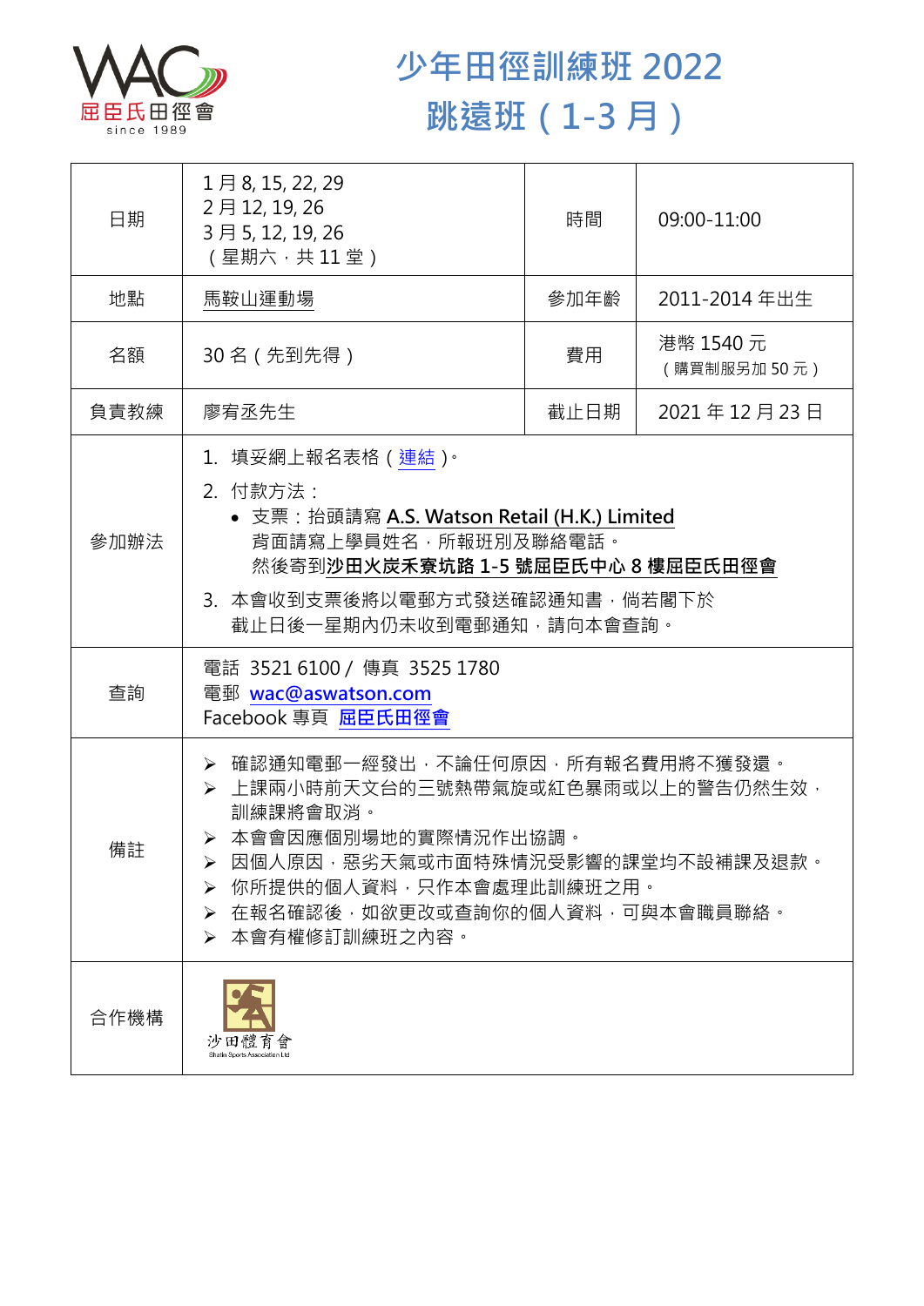# 少年田徑訓練班 2022
# 跳遠班（1-3 月）

| 日期 | 1 月 8, 15, 22, 29<br>2 月 12, 19, 26<br>3 月 5, 12, 19, 26<br>（星期六，共 11 堂） | 時間 | 09:00-11:00 |
|---|---|---|---|
| 地點 | 馬鞍山運動場 | 參加年齡 | 2011-2014 年出生 |
| 名額 | 30 名（先到先得） | 費用 | 港幣 1540 元<br>（購買制服另加 50 元） |
| 負責教練 | 廖宥丞先生 | 截止日期 | 2021 年 12 月 23 日 |
| 參加辦法 | 1. 填妥網上報名表格（連結）。<br>2. 付款方法：<br>• 支票：抬頭請寫 **A.S. Watson Retail (H.K.) Limited**<br>背面請寫上學員姓名，所報班別及聯絡電話。<br>然後寄到**沙田火炭禾寮坑路 1-5 號屈臣氏中心 8 樓屈臣氏田徑會**<br>3. 本會收到支票後將以電郵方式發送確認通知書，倘若閣下於截止日後一星期內仍未收到電郵通知，請向本會查詢。 | | |
| 查詢 | 電話 3521 6100 / 傳真 3525 1780<br>電郵 wac@aswatson.com<br>Facebook 專頁 屈臣氏田徑會 | | |
| 備註 | ➢ 確認通知電郵一經發出，不論任何原因，所有報名費用將不獲發還。<br>➢ 上課兩小時前天文台的三號熱帶氣旋或紅色暴雨或以上的警告仍然生效，訓練課將會取消。<br>➢ 本會會因應個別場地的實際情況作出協調。<br>➢ 因個人原因，惡劣天氣或市面特殊情況受影響的課堂均不設補課及退款。<br>➢ 你所提供的個人資料，只作本會處理此訓練班之用。<br>➢ 在報名確認後，如欲更改或查詢你的個人資料，可與本會職員聯絡。<br>➢ 本會有權修訂訓練班之內容。 | | |
| 合作機構 | 沙田體育會<br>Shatin Sports Association Ltd | | |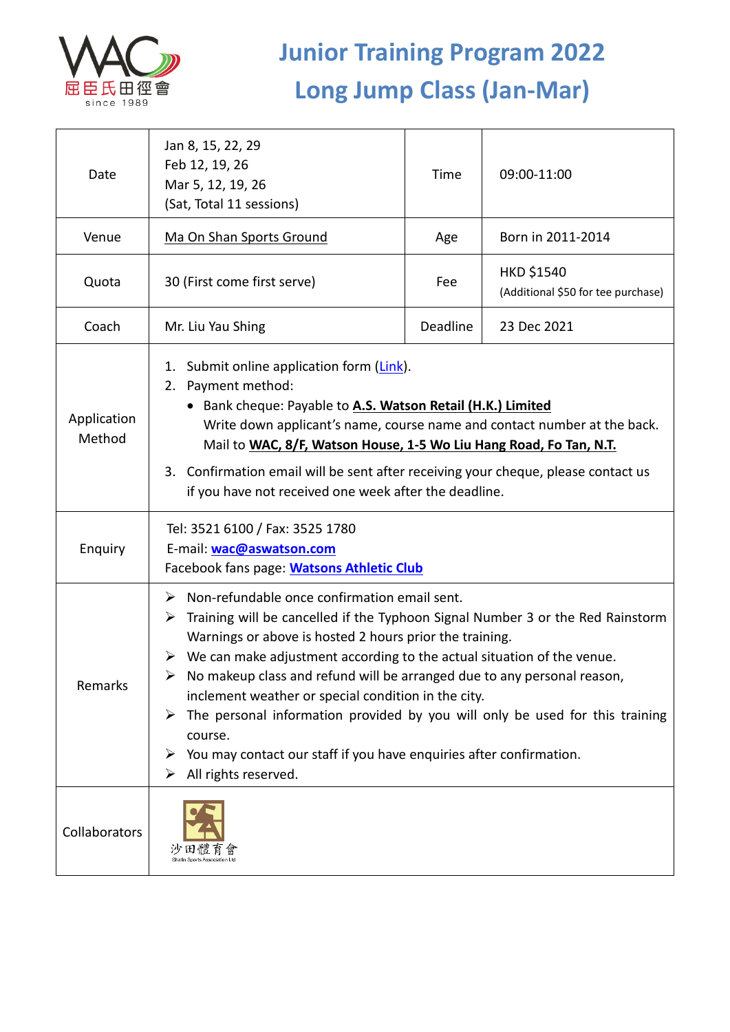# Junior Training Program 2022
# Long Jump Class (Jan-Mar)

| | | | |
|---|---|---|---|
| Date | Jan 8, 15, 22, 29<br>Feb 12, 19, 26<br>Mar 5, 12, 19, 26<br>(Sat, Total 11 sessions) | Time | 09:00-11:00 |
| Venue | Ma On Shan Sports Ground | Age | Born in 2011-2014 |
| Quota | 30 (First come first serve) | Fee | HKD $1540<br>(Additional $50 for tee purchase) |
| Coach | Mr. Liu Yau Shing | Deadline | 23 Dec 2021 |
| Application Method | 1. Submit online application form (Link).<br>2. Payment method:<br>• Bank cheque: Payable to **A.S. Watson Retail (H.K.) Limited**<br>Write down applicant's name, course name and contact number at the back.<br>Mail to **WAC, 8/F, Watson House, 1-5 Wo Liu Hang Road, Fo Tan, N.T.**<br>3. Confirmation email will be sent after receiving your cheque, please contact us if you have not received one week after the deadline. | | |
| Enquiry | Tel: 3521 6100 / Fax: 3525 1780<br>E-mail: **wac@aswatson.com**<br>Facebook fans page: **Watsons Athletic Club** | | |
| Remarks | ➢ Non-refundable once confirmation email sent.<br>➢ Training will be cancelled if the Typhoon Signal Number 3 or the Red Rainstorm Warnings or above is hosted 2 hours prior the training.<br>➢ We can make adjustment according to the actual situation of the venue.<br>➢ No makeup class and refund will be arranged due to any personal reason, inclement weather or special condition in the city.<br>➢ The personal information provided by you will only be used for this training course.<br>➢ You may contact our staff if you have enquiries after confirmation.<br>➢ All rights reserved. | | |
| Collaborators | 沙田體育會<br>Shatin Sports Association Ltd | | |